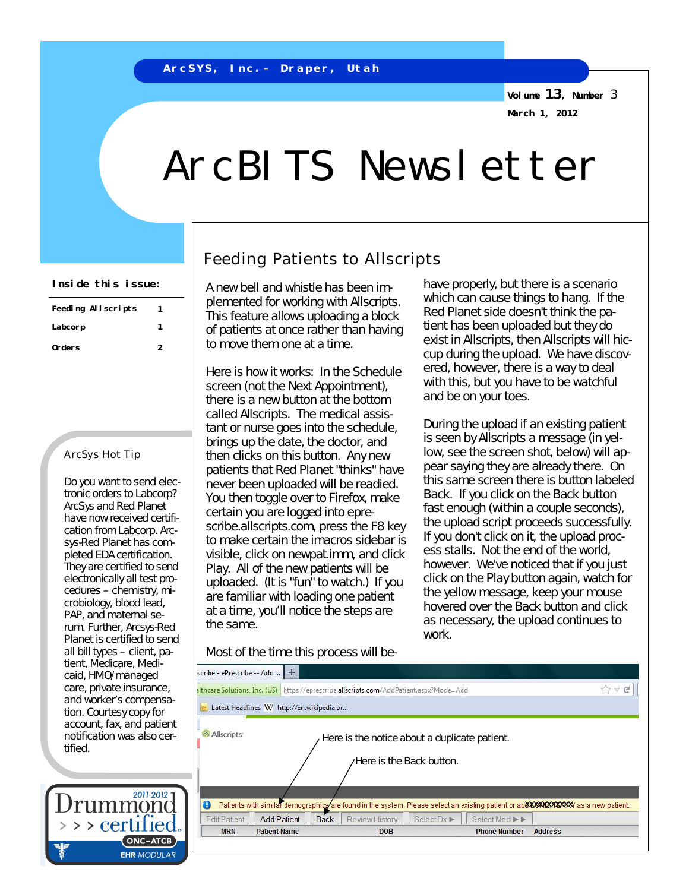ArcSYS, Inc. – Draper, Utah

Volume 13, Number 3

March 1, 2012

# ArcBITS Newsletter

**Inside this issue:**

| | |
|---|---|
| Feeding Allscripts | 1 |
| Labcorp | 1 |
| Orders | 2 |

## ArcSys Hot Tip

Do you want to send electronic orders to Labcorp? ArcSys and Red Planet have now received certification from Labcorp. Arcsys-Red Planet has completed EDA certification. They are certified to send electronically all test procedures – chemistry, microbiology, blood lead, PAP, and maternal serum. Further, Arcsys-Red Planet is certified to send all bill types – client, patient, Medicare, Medicaid, HMO/managed care, private insurance, and worker's compensation. Courtesy copy for account, fax, and patient notification was also certified.

Drummond certified 2011-2012 ONC-ATCB EHR MODULAR

## Feeding Patients to Allscripts

A new bell and whistle has been implemented for working with Allscripts. This feature allows uploading a block of patients at once rather than having to move them one at a time.

Here is how it works: In the Schedule screen (not the Next Appointment), there is a new button at the bottom called Allscripts. The medical assistant or nurse goes into the schedule, brings up the date, the doctor, and then clicks on this button. Any new patients that Red Planet "thinks" have never been uploaded will be readied. You then toggle over to Firefox, make certain you are logged into eprescribe.allscripts.com, press the F8 key to make certain the imacros sidebar is visible, click on newpat.imm, and click Play. All of the new patients will be uploaded. (It is "fun" to watch.) If you are familiar with loading one patient at a time, you'll notice the steps are the same.

Most of the time this process will behave properly, but there is a scenario which can cause things to hang. If the Red Planet side doesn't think the patient has been uploaded but they do exist in Allscripts, then Allscripts will hiccup during the upload. We have discovered, however, there is a way to deal with this, but you have to be watchful and be on your toes.

During the upload if an existing patient is seen by Allscripts a message (in yellow, see the screen shot, below) will appear saying they are already there. On this same screen there is button labeled Back. If you click on the Back button fast enough (within a couple seconds), the upload script proceeds successfully. If you don't click on it, the upload process stalls. Not the end of the world, however. We've noticed that if you just click on the Play button again, watch for the yellow message, keep your mouse hovered over the Back button and click as necessary, the upload continues to work.

Here is the notice about a duplicate patient.

Here is the Back button.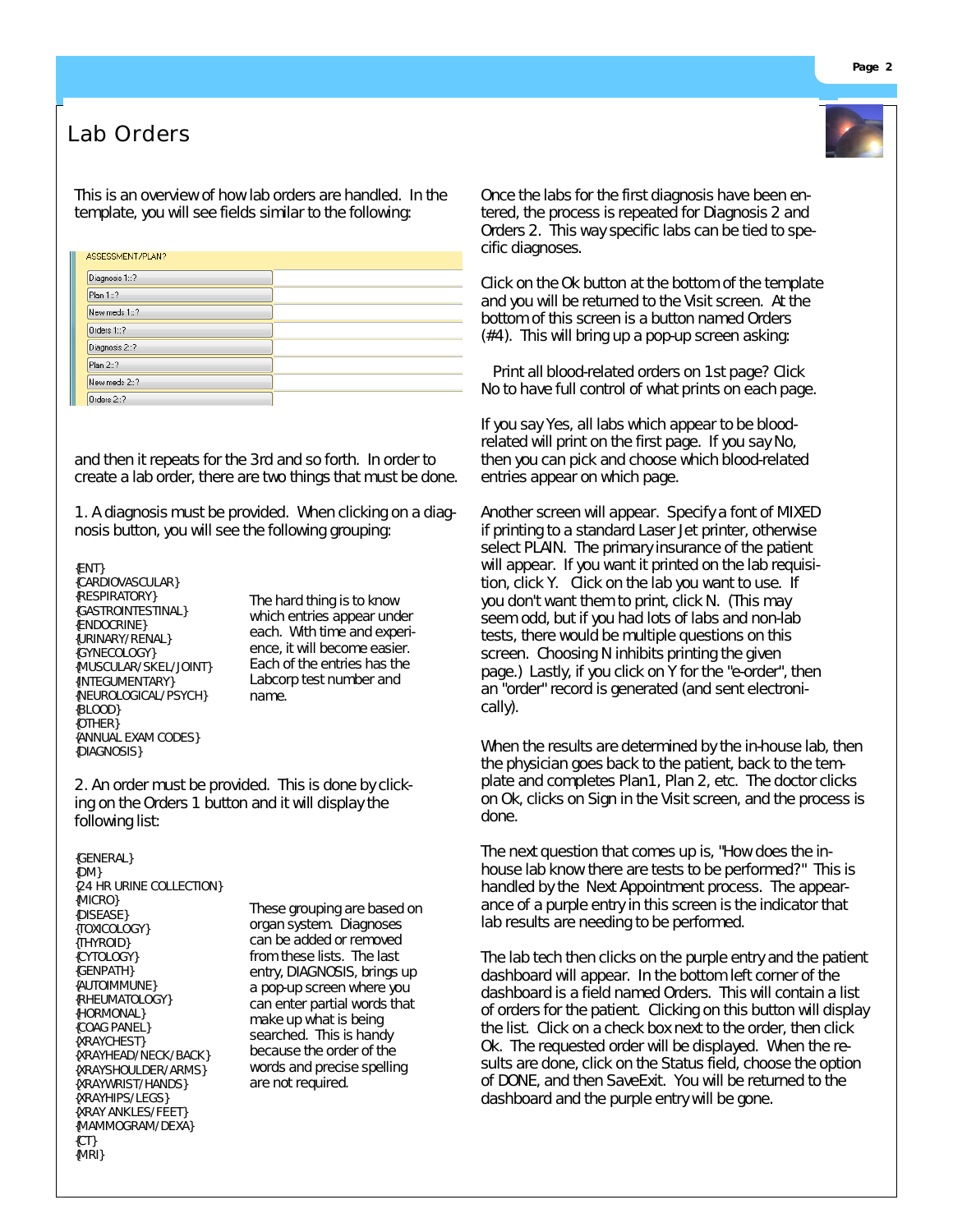# Lab Orders

This is an overview of how lab orders are handled. In the template, you will see fields similar to the following:

ASSESSMENT/PLAN?

Diagnosis 1::?
Plan 1::?
New meds 1::?
Orders 1::?
Diagnosis 2::?
Plan 2::?
New meds 2::?
Orders 2::?

and then it repeats for the 3rd and so forth. In order to create a lab order, there are two things that must be done.

1. A diagnosis must be provided. When clicking on a diagnosis button, you will see the following grouping:

{ENT}
{CARDIOVASCULAR}
{RESPIRATORY}
{GASTROINTESTINAL}
{ENDOCRINE}
{URINARY/RENAL}
{GYNECOLOGY}
{MUSCULAR/SKEL/JOINT}
{INTEGUMENTARY}
{NEUROLOGICAL/PSYCH}
{BLOOD}
{OTHER}
{ANNUAL EXAM CODES}
{DIAGNOSIS}

The hard thing is to know which entries appear under each. With time and experience, it will become easier. Each of the entries has the Labcorp test number and name.

2. An order must be provided. This is done by clicking on the Orders 1 button and it will display the following list:

{GENERAL}
{DM}
{24 HR URINE COLLECTION}
{MICRO}
{DISEASE}
{TOXICOLOGY}
{THYROID}
{CYTOLOGY}
{GENPATH}
{AUTOIMMUNE}
{RHEUMATOLOGY}
{HORMONAL}
{COAG PANEL}
{XRAYCHEST}
{XRAYHEAD/NECK/BACK}
{XRAYSHOULDER/ARMS}
{XRAYWRIST/HANDS}
{XRAYHIPS/LEGS}
{XRAY ANKLES/FEET}
{MAMMOGRAM/DEXA}
{CT}
{MRI}

These grouping are based on organ system. Diagnoses can be added or removed from these lists. The last entry, DIAGNOSIS, brings up a pop-up screen where you can enter partial words that make up what is being searched. This is handy because the order of the words and precise spelling are not required.

Once the labs for the first diagnosis have been entered, the process is repeated for Diagnosis 2 and Orders 2. This way specific labs can be tied to specific diagnoses.

Click on the Ok button at the bottom of the template and you will be returned to the Visit screen. At the bottom of this screen is a button named Orders (#4). This will bring up a pop-up screen asking:

Print all blood-related orders on 1st page? Click No to have full control of what prints on each page.

If you say Yes, all labs which appear to be blood-related will print on the first page. If you say No, then you can pick and choose which blood-related entries appear on which page.

Another screen will appear. Specify a font of MIXED if printing to a standard Laser Jet printer, otherwise select PLAIN. The primary insurance of the patient will appear. If you want it printed on the lab requisition, click Y. Click on the lab you want to use. If you don't want them to print, click N. (This may seem odd, but if you had lots of labs and non-lab tests, there would be multiple questions on this screen. Choosing N inhibits printing the given page.) Lastly, if you click on Y for the "e-order", then an "order" record is generated (and sent electronically).

When the results are determined by the in-house lab, then the physician goes back to the patient, back to the template and completes Plan1, Plan 2, etc. The doctor clicks on Ok, clicks on Sign in the Visit screen, and the process is done.

The next question that comes up is, "How does the in-house lab know there are tests to be performed?" This is handled by the Next Appointment process. The appearance of a purple entry in this screen is the indicator that lab results are needing to be performed.

The lab tech then clicks on the purple entry and the patient dashboard will appear. In the bottom left corner of the dashboard is a field named Orders. This will contain a list of orders for the patient. Clicking on this button will display the list. Click on a check box next to the order, then click Ok. The requested order will be displayed. When the results are done, click on the Status field, choose the option of DONE, and then SaveExit. You will be returned to the dashboard and the purple entry will be gone.